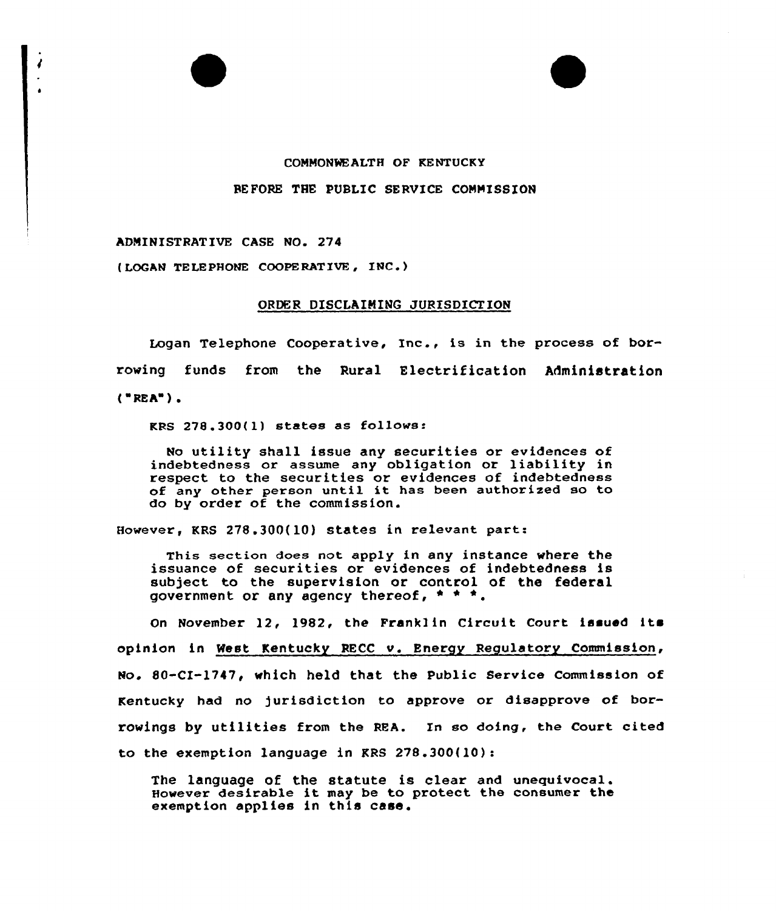COMMONWEALTH OF KENTUCKY

BEFORE THE PUBLIC SERVICE COMMISSION

ADMINISTRATIVE CASE NO. 274

(LOGAN TELEPHONE COOPERATIVE, INC.)

ORDER DISCLAIMING JURISDICTION

Logan Telephone Cooperative, Inc., is in the process of borrowing funds from the Rural Electrification Administration ("REA").

KRS 278.300(1) states as follows:

> No utility shall issue any securities or evidences of indebtedness or assume any obligation or liability in respect to the securities or evidences of indebtedness of any other person until it has been authorized so to do by order of the commission.

However, KRS 278.300(10) states in relevant part:

> This section does not apply in any instance where the issuance of securities or evidences of indebtedness is subject to the supervision or control of the federal government or any agency thereof, * * *.

On November 12, 1982, the Franklin Circuit Court issued its opinion in West Kentucky RECC v. Energy Regulatory Commission, No. 80-CI-1747, which held that the Public Service Commission of Kentucky had no jurisdiction to approve or disapprove of borrowings by utilities from the REA. In so doing, the Court cited to the exemption language in KRS 278.300(10):

> The language of the statute is clear and unequivocal. However desirable it may be to protect the consumer the exemption applies in this case.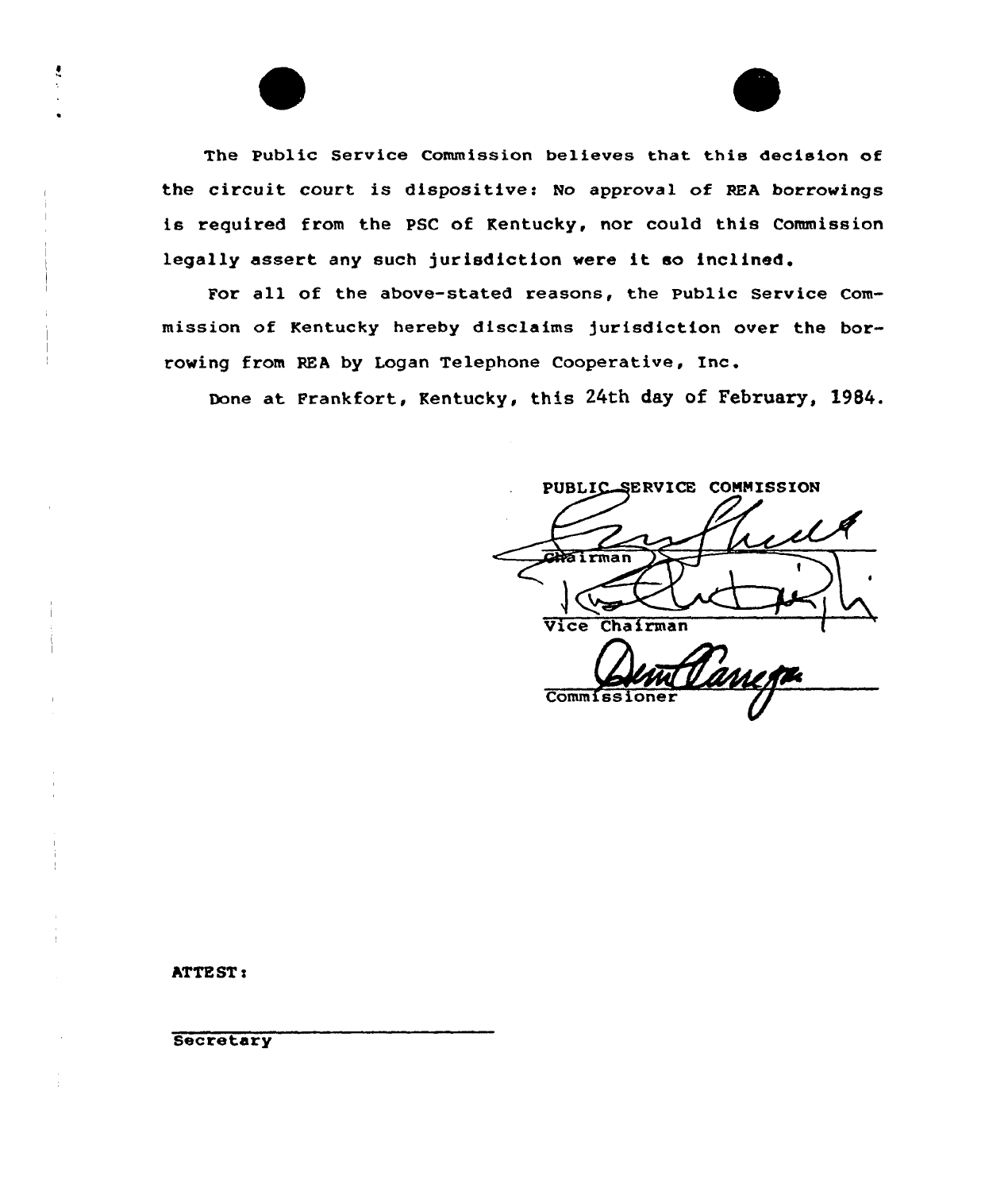The Public Service Commission believes that this decision of the circuit court is dispositive: No approval of REA borrowings is required from the PSC of Kentucky, nor could this Commission legally assert any such jurisdiction were it so inclined.

For all of the above-stated reasons, the Public Service Commission of Kentucky hereby disclaims jurisdiction over the borrowing from REA by Logan Telephone Cooperative, Inc.

Done at Frankfort, Kentucky, this 24th day of February, 1984.

PUBLIC SERVICE COMMISSION

Chairman

Vice Chairman

Commissioner

ATTEST:

Secretary